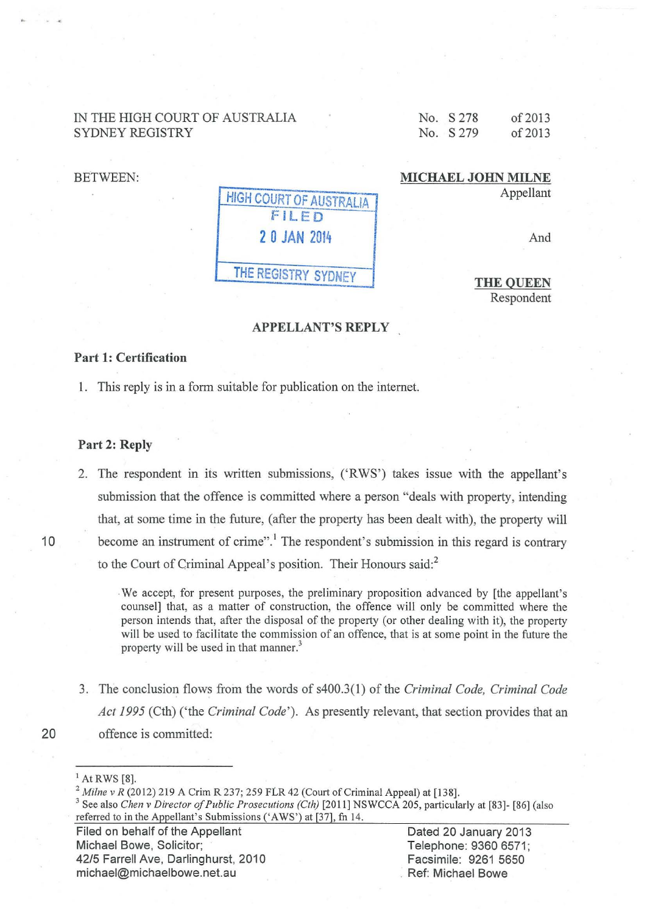IN THE HIGH COURT OF AUSTRALIA
SYDNEY REGISTRY

No. S 278 of 2013
No. S 279 of 2013

BETWEEN:

HIGH COURT OF AUSTRALIA
FILED
20 JAN 2014
THE REGISTRY SYDNEY

**MICHAEL JOHN MILNE**
Appellant

And

**THE QUEEN**
Respondent

**APPELLANT'S REPLY**

### Part 1: Certification

1. This reply is in a form suitable for publication on the internet.

### Part 2: Reply

2. The respondent in its written submissions, ('RWS') takes issue with the appellant's submission that the offence is committed where a person "deals with property, intending that, at some time in the future, (after the property has been dealt with), the property will become an instrument of crime".[1] The respondent's submission in this regard is contrary to the Court of Criminal Appeal's position. Their Honours said:[2]

> We accept, for present purposes, the preliminary proposition advanced by [the appellant's counsel] that, as a matter of construction, the offence will only be committed where the person intends that, after the disposal of the property (or other dealing with it), the property will be used to facilitate the commission of an offence, that is at some point in the future the property will be used in that manner.[3]

3. The conclusion flows from the words of s400.3(1) of the *Criminal Code, Criminal Code Act 1995* (Cth) ('the *Criminal Code*'). As presently relevant, that section provides that an offence is committed:

---

[1] At RWS [8].

[2] *Milne v R* (2012) 219 A Crim R 237; 259 FLR 42 (Court of Criminal Appeal) at [138].

[3] See also *Chen v Director of Public Prosecutions (Cth)* [2011] NSWCCA 205, particularly at [83]- [86] (also referred to in the Appellant's Submissions ('AWS') at [37], fn 14.

Filed on behalf of the Appellant
Michael Bowe, Solicitor;
42/5 Farrell Ave, Darlinghurst, 2010
michael@michaelbowe.net.au

Dated 20 January 2013
Telephone: 9360 6571;
Facsimile: 9261 5650
Ref: Michael Bowe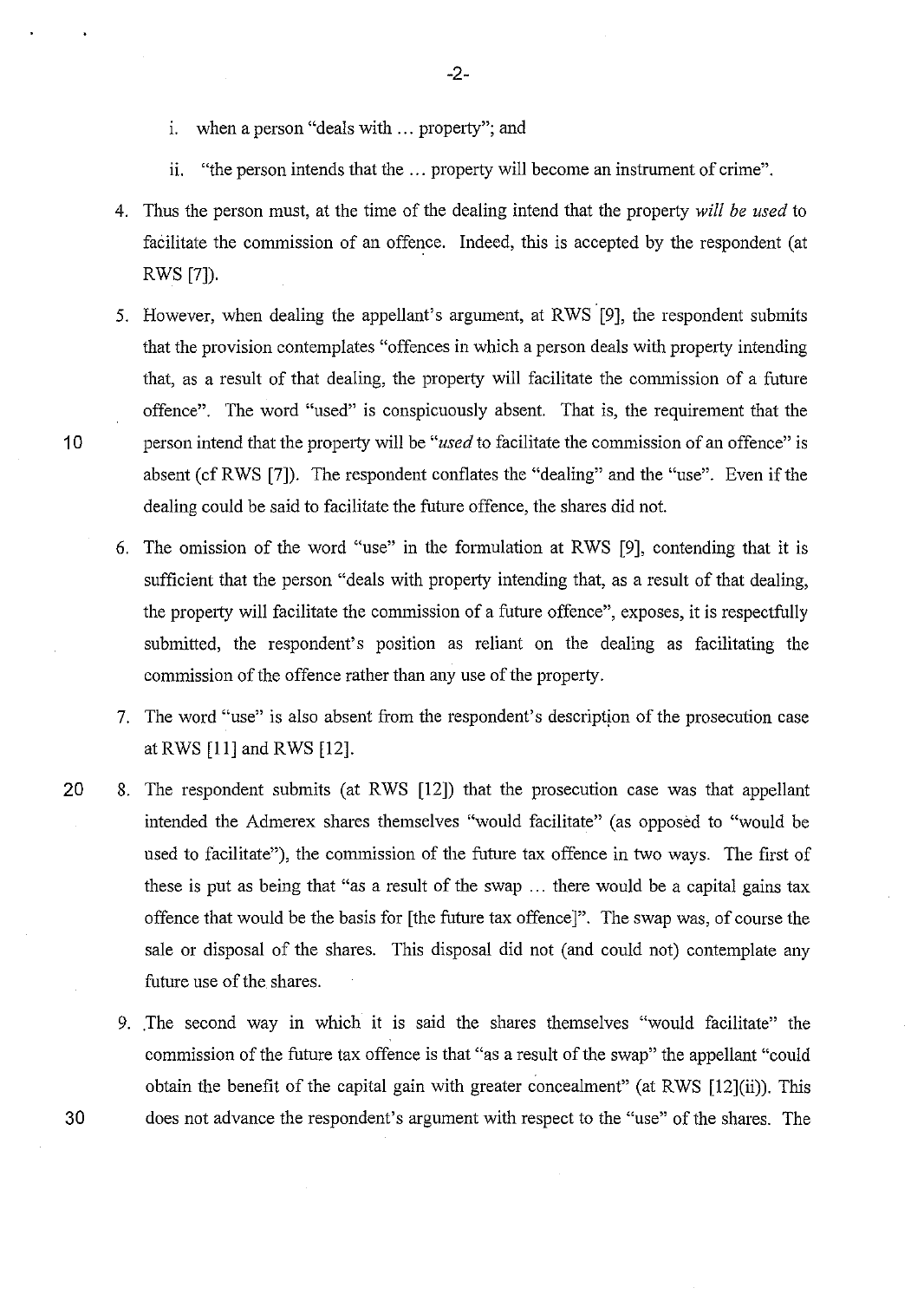i. when a person "deals with … property"; and

ii. "the person intends that the … property will become an instrument of crime".

4. Thus the person must, at the time of the dealing intend that the property *will be used* to facilitate the commission of an offence. Indeed, this is accepted by the respondent (at RWS [7]).

5. However, when dealing the appellant's argument, at RWS [9], the respondent submits that the provision contemplates "offences in which a person deals with property intending that, as a result of that dealing, the property will facilitate the commission of a future offence". The word "used" is conspicuously absent. That is, the requirement that the person intend that the property will be "*used* to facilitate the commission of an offence" is absent (cf RWS [7]). The respondent conflates the "dealing" and the "use". Even if the dealing could be said to facilitate the future offence, the shares did not.

6. The omission of the word "use" in the formulation at RWS [9], contending that it is sufficient that the person "deals with property intending that, as a result of that dealing, the property will facilitate the commission of a future offence", exposes, it is respectfully submitted, the respondent's position as reliant on the dealing as facilitating the commission of the offence rather than any use of the property.

7. The word "use" is also absent from the respondent's description of the prosecution case at RWS [11] and RWS [12].

8. The respondent submits (at RWS [12]) that the prosecution case was that appellant intended the Admerex shares themselves "would facilitate" (as opposed to "would be used to facilitate"), the commission of the future tax offence in two ways. The first of these is put as being that "as a result of the swap … there would be a capital gains tax offence that would be the basis for [the future tax offence]". The swap was, of course the sale or disposal of the shares. This disposal did not (and could not) contemplate any future use of the shares.

9. The second way in which it is said the shares themselves "would facilitate" the commission of the future tax offence is that "as a result of the swap" the appellant "could obtain the benefit of the capital gain with greater concealment" (at RWS [12](ii)). This does not advance the respondent's argument with respect to the "use" of the shares. The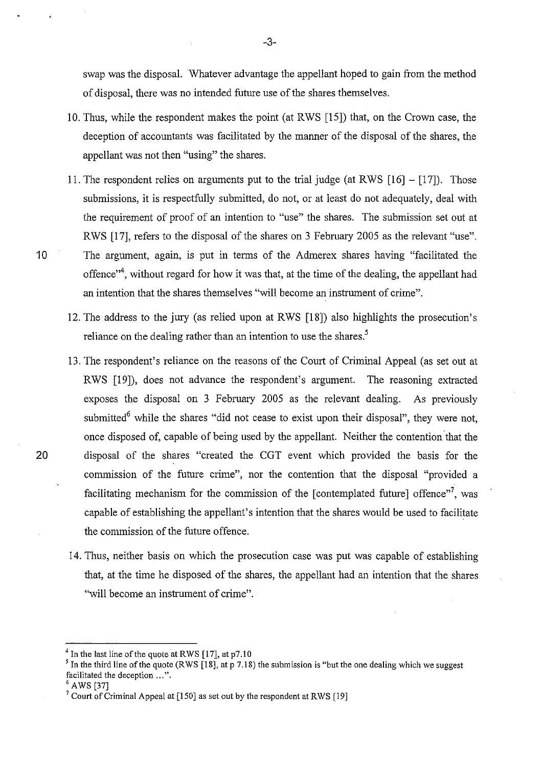swap was the disposal. Whatever advantage the appellant hoped to gain from the method of disposal, there was no intended future use of the shares themselves.

10. Thus, while the respondent makes the point (at RWS [15]) that, on the Crown case, the deception of accountants was facilitated by the manner of the disposal of the shares, the appellant was not then "using" the shares.

11. The respondent relies on arguments put to the trial judge (at RWS [16] – [17]). Those submissions, it is respectfully submitted, do not, or at least do not adequately, deal with the requirement of proof of an intention to "use" the shares. The submission set out at RWS [17], refers to the disposal of the shares on 3 February 2005 as the relevant "use". The argument, again, is put in terms of the Admerex shares having "facilitated the offence"[4], without regard for how it was that, at the time of the dealing, the appellant had an intention that the shares themselves "will become an instrument of crime".

12. The address to the jury (as relied upon at RWS [18]) also highlights the prosecution's reliance on the dealing rather than an intention to use the shares.[5]

13. The respondent's reliance on the reasons of the Court of Criminal Appeal (as set out at RWS [19]), does not advance the respondent's argument. The reasoning extracted exposes the disposal on 3 February 2005 as the relevant dealing. As previously submitted[6] while the shares "did not cease to exist upon their disposal", they were not, once disposed of, capable of being used by the appellant. Neither the contention that the disposal of the shares "created the CGT event which provided the basis for the commission of the future crime", nor the contention that the disposal "provided a facilitating mechanism for the commission of the [contemplated future] offence"[7], was capable of establishing the appellant's intention that the shares would be used to facilitate the commission of the future offence.

14. Thus, neither basis on which the prosecution case was put was capable of establishing that, at the time he disposed of the shares, the appellant had an intention that the shares "will become an instrument of crime".

---

[4] In the last line of the quote at RWS [17], at p7.10

[5] In the third line of the quote (RWS [18], at p 7.18) the submission is "but the one dealing which we suggest facilitated the deception ...".

[6] AWS [37]

[7] Court of Criminal Appeal at [150] as set out by the respondent at RWS [19]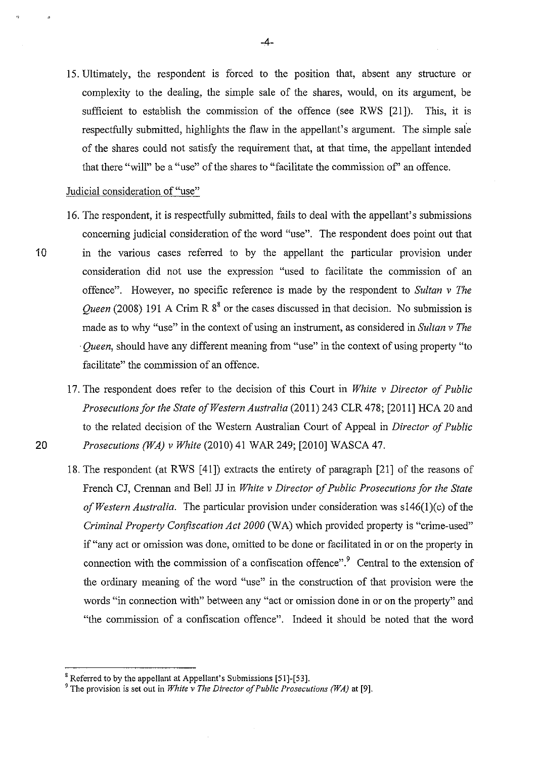15. Ultimately, the respondent is forced to the position that, absent any structure or complexity to the dealing, the simple sale of the shares, would, on its argument, be sufficient to establish the commission of the offence (see RWS [21]). This, it is respectfully submitted, highlights the flaw in the appellant's argument. The simple sale of the shares could not satisfy the requirement that, at that time, the appellant intended that there "will" be a "use" of the shares to "facilitate the commission of" an offence.

Judicial consideration of "use"

16. The respondent, it is respectfully submitted, fails to deal with the appellant's submissions concerning judicial consideration of the word "use". The respondent does point out that in the various cases referred to by the appellant the particular provision under consideration did not use the expression "used to facilitate the commission of an offence". However, no specific reference is made by the respondent to *Sultan v The Queen* (2008) 191 A Crim R 8[8] or the cases discussed in that decision. No submission is made as to why "use" in the context of using an instrument, as considered in *Sultan v The Queen*, should have any different meaning from "use" in the context of using property "to facilitate" the commission of an offence.

17. The respondent does refer to the decision of this Court in *White v Director of Public Prosecutions for the State of Western Australia* (2011) 243 CLR 478; [2011] HCA 20 and to the related decision of the Western Australian Court of Appeal in *Director of Public Prosecutions (WA) v White* (2010) 41 WAR 249; [2010] WASCA 47.

18. The respondent (at RWS [41]) extracts the entirety of paragraph [21] of the reasons of French CJ, Crennan and Bell JJ in *White v Director of Public Prosecutions for the State of Western Australia*. The particular provision under consideration was s146(1)(c) of the *Criminal Property Confiscation Act 2000* (WA) which provided property is "crime-used" if "any act or omission was done, omitted to be done or facilitated in or on the property in connection with the commission of a confiscation offence".[9] Central to the extension of the ordinary meaning of the word "use" in the construction of that provision were the words "in connection with" between any "act or omission done in or on the property" and "the commission of a confiscation offence". Indeed it should be noted that the word

---

[8] Referred to by the appellant at Appellant's Submissions [51]-[53].

[9] The provision is set out in *White v The Director of Public Prosecutions (WA)* at [9].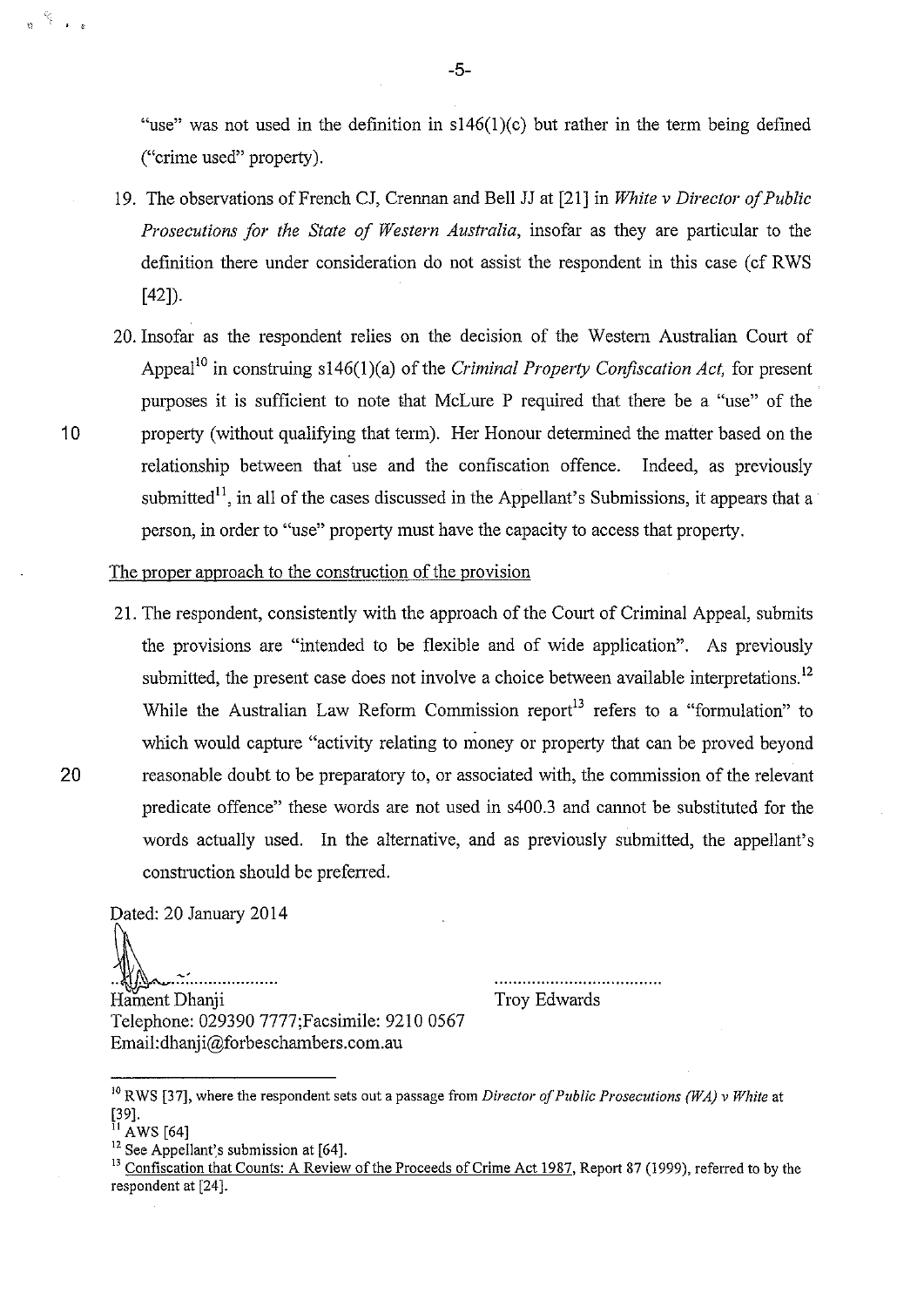"use" was not used in the definition in s146(1)(c) but rather in the term being defined ("crime used" property).

19. The observations of French CJ, Crennan and Bell JJ at [21] in *White v Director of Public Prosecutions for the State of Western Australia*, insofar as they are particular to the definition there under consideration do not assist the respondent in this case (cf RWS [42]).

20. Insofar as the respondent relies on the decision of the Western Australian Court of Appeal[10] in construing s146(1)(a) of the *Criminal Property Confiscation Act,* for present purposes it is sufficient to note that McLure P required that there be a "use" of the property (without qualifying that term). Her Honour determined the matter based on the relationship between that use and the confiscation offence. Indeed, as previously submitted[11], in all of the cases discussed in the Appellant's Submissions, it appears that a person, in order to "use" property must have the capacity to access that property.

The proper approach to the construction of the provision

21. The respondent, consistently with the approach of the Court of Criminal Appeal, submits the provisions are "intended to be flexible and of wide application". As previously submitted, the present case does not involve a choice between available interpretations.[12] While the Australian Law Reform Commission report[13] refers to a "formulation" to which would capture "activity relating to money or property that can be proved beyond reasonable doubt to be preparatory to, or associated with, the commission of the relevant predicate offence" these words are not used in s400.3 and cannot be substituted for the words actually used. In the alternative, and as previously submitted, the appellant's construction should be preferred.

Dated: 20 January 2014

Hament Dhanji
Telephone: 029390 7777;Facsimile: 9210 0567
Email:dhanji@forbeschambers.com.au

Troy Edwards

---

[10] RWS [37], where the respondent sets out a passage from *Director of Public Prosecutions (WA) v White* at [39].

[11] AWS [64]

[12] See Appellant's submission at [64].

[13] Confiscation that Counts: A Review of the Proceeds of Crime Act 1987, Report 87 (1999), referred to by the respondent at [24].